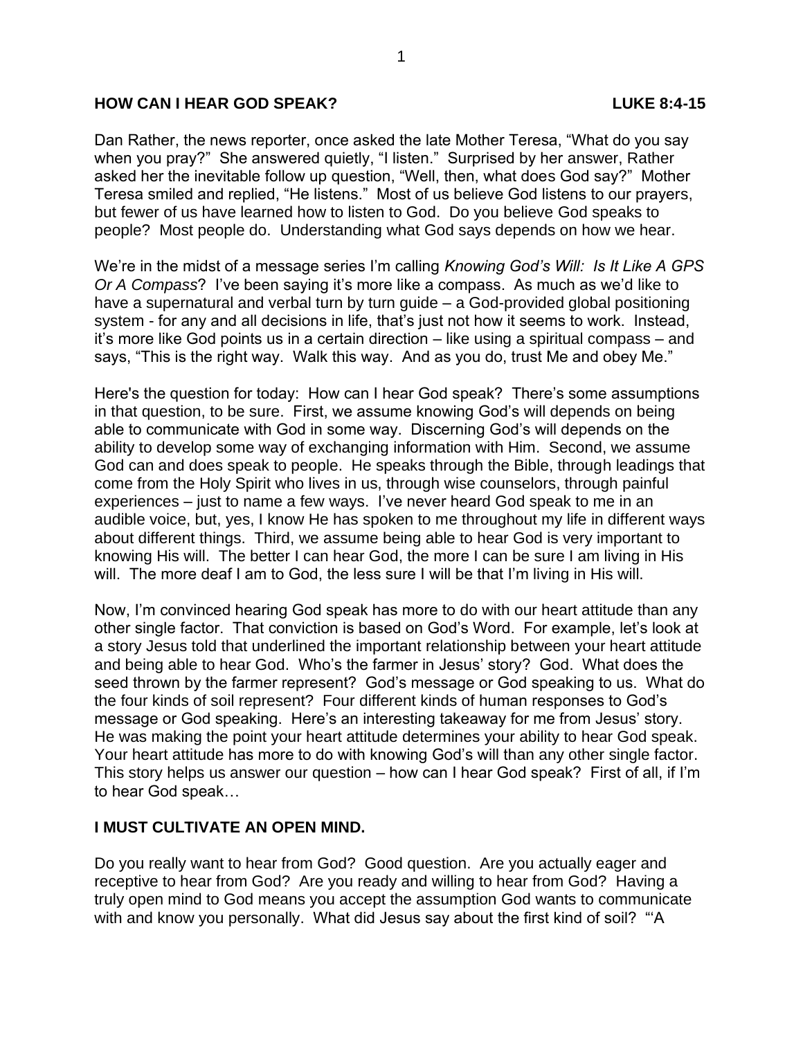# HOW CAN I HEAR GOD SPEAK? LUKE 8:4-15

Dan Rather, the news reporter, once asked the late Mother Teresa, "What do you say when you pray?" She answered quietly, "I listen." Surprised by her answer, Rather asked her the inevitable follow up question, "Well, then, what does God say?" Mother Teresa smiled and replied, "He listens." Most of us believe God listens to our prayers, but fewer of us have learned how to listen to God. Do you believe God speaks to people? Most people do. Understanding what God says depends on how we hear.

We're in the midst of a message series I'm calling *Knowing God's Will: Is It Like A GPS Or A Compass*? I've been saying it's more like a compass. As much as we'd like to have a supernatural and verbal turn by turn guide – a God-provided global positioning system - for any and all decisions in life, that's just not how it seems to work. Instead, it's more like God points us in a certain direction – like using a spiritual compass – and says, "This is the right way. Walk this way. And as you do, trust Me and obey Me."

Here's the question for today: How can I hear God speak? There's some assumptions in that question, to be sure. First, we assume knowing God's will depends on being able to communicate with God in some way. Discerning God's will depends on the ability to develop some way of exchanging information with Him. Second, we assume God can and does speak to people. He speaks through the Bible, through leadings that come from the Holy Spirit who lives in us, through wise counselors, through painful experiences – just to name a few ways. I've never heard God speak to me in an audible voice, but, yes, I know He has spoken to me throughout my life in different ways about different things. Third, we assume being able to hear God is very important to knowing His will. The better I can hear God, the more I can be sure I am living in His will. The more deaf I am to God, the less sure I will be that I'm living in His will.

Now, I'm convinced hearing God speak has more to do with our heart attitude than any other single factor. That conviction is based on God's Word. For example, let's look at a story Jesus told that underlined the important relationship between your heart attitude and being able to hear God. Who's the farmer in Jesus' story? God. What does the seed thrown by the farmer represent? God's message or God speaking to us. What do the four kinds of soil represent? Four different kinds of human responses to God's message or God speaking. Here's an interesting takeaway for me from Jesus' story. He was making the point your heart attitude determines your ability to hear God speak. Your heart attitude has more to do with knowing God's will than any other single factor. This story helps us answer our question – how can I hear God speak? First of all, if I'm to hear God speak…

## I MUST CULTIVATE AN OPEN MIND.

Do you really want to hear from God? Good question. Are you actually eager and receptive to hear from God? Are you ready and willing to hear from God? Having a truly open mind to God means you accept the assumption God wants to communicate with and know you personally. What did Jesus say about the first kind of soil? "'A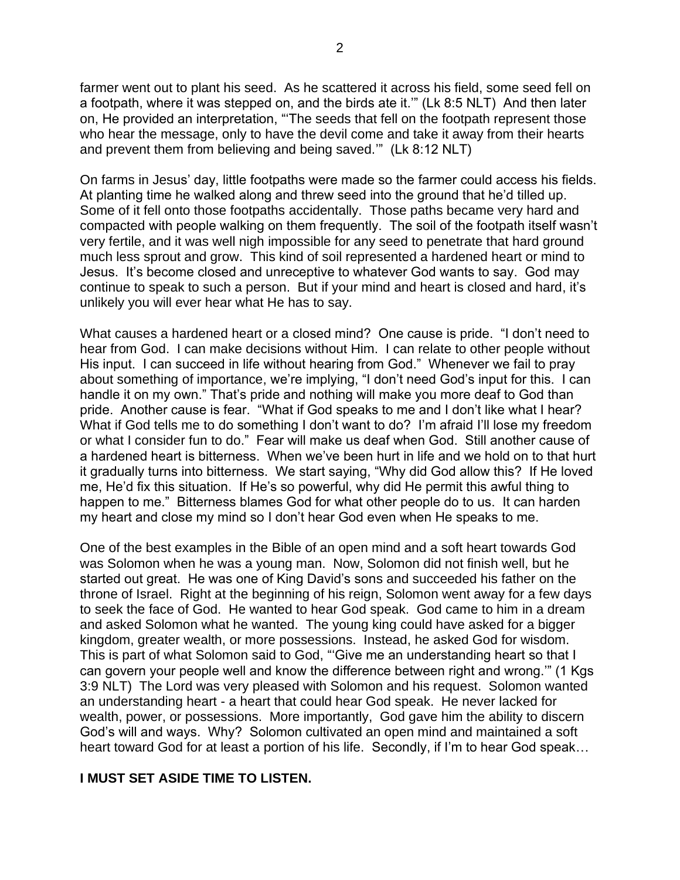farmer went out to plant his seed. As he scattered it across his field, some seed fell on a footpath, where it was stepped on, and the birds ate it.'" (Lk 8:5 NLT) And then later on, He provided an interpretation, "'The seeds that fell on the footpath represent those who hear the message, only to have the devil come and take it away from their hearts and prevent them from believing and being saved.'" (Lk 8:12 NLT)

On farms in Jesus' day, little footpaths were made so the farmer could access his fields. At planting time he walked along and threw seed into the ground that he'd tilled up. Some of it fell onto those footpaths accidentally. Those paths became very hard and compacted with people walking on them frequently. The soil of the footpath itself wasn't very fertile, and it was well nigh impossible for any seed to penetrate that hard ground much less sprout and grow. This kind of soil represented a hardened heart or mind to Jesus. It's become closed and unreceptive to whatever God wants to say. God may continue to speak to such a person. But if your mind and heart is closed and hard, it's unlikely you will ever hear what He has to say.

What causes a hardened heart or a closed mind? One cause is pride. "I don't need to hear from God. I can make decisions without Him. I can relate to other people without His input. I can succeed in life without hearing from God." Whenever we fail to pray about something of importance, we're implying, "I don't need God's input for this. I can handle it on my own." That's pride and nothing will make you more deaf to God than pride. Another cause is fear. "What if God speaks to me and I don't like what I hear? What if God tells me to do something I don't want to do? I'm afraid I'll lose my freedom or what I consider fun to do." Fear will make us deaf when God. Still another cause of a hardened heart is bitterness. When we've been hurt in life and we hold on to that hurt it gradually turns into bitterness. We start saying, "Why did God allow this? If He loved me, He'd fix this situation. If He's so powerful, why did He permit this awful thing to happen to me." Bitterness blames God for what other people do to us. It can harden my heart and close my mind so I don't hear God even when He speaks to me.

One of the best examples in the Bible of an open mind and a soft heart towards God was Solomon when he was a young man. Now, Solomon did not finish well, but he started out great. He was one of King David's sons and succeeded his father on the throne of Israel. Right at the beginning of his reign, Solomon went away for a few days to seek the face of God. He wanted to hear God speak. God came to him in a dream and asked Solomon what he wanted. The young king could have asked for a bigger kingdom, greater wealth, or more possessions. Instead, he asked God for wisdom. This is part of what Solomon said to God, "'Give me an understanding heart so that I can govern your people well and know the difference between right and wrong.'" (1 Kgs 3:9 NLT) The Lord was very pleased with Solomon and his request. Solomon wanted an understanding heart - a heart that could hear God speak. He never lacked for wealth, power, or possessions. More importantly, God gave him the ability to discern God's will and ways. Why? Solomon cultivated an open mind and maintained a soft heart toward God for at least a portion of his life. Secondly, if I'm to hear God speak…

**I MUST SET ASIDE TIME TO LISTEN.**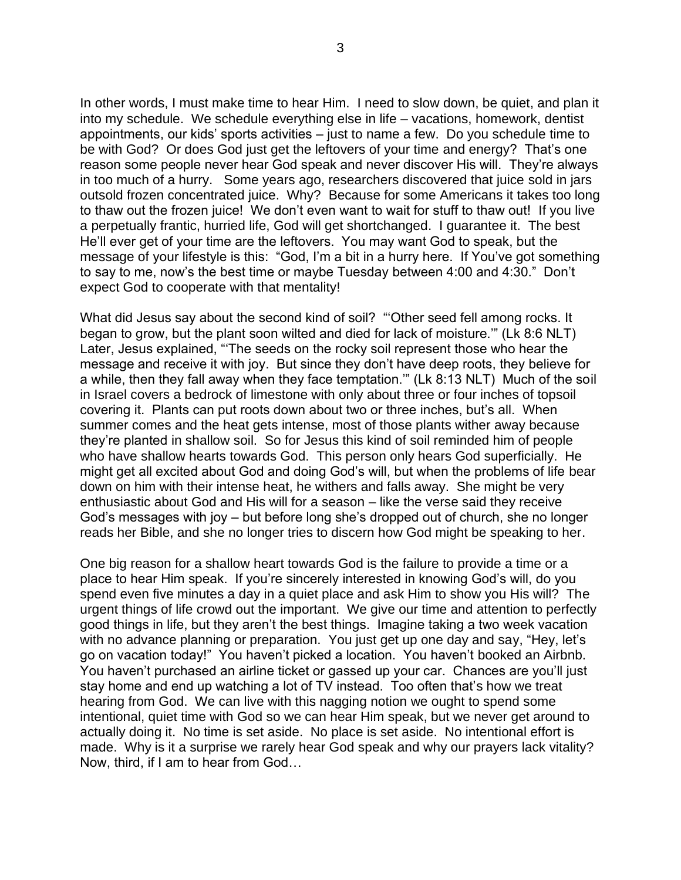In other words, I must make time to hear Him. I need to slow down, be quiet, and plan it into my schedule. We schedule everything else in life – vacations, homework, dentist appointments, our kids' sports activities – just to name a few. Do you schedule time to be with God? Or does God just get the leftovers of your time and energy? That's one reason some people never hear God speak and never discover His will. They're always in too much of a hurry. Some years ago, researchers discovered that juice sold in jars outsold frozen concentrated juice. Why? Because for some Americans it takes too long to thaw out the frozen juice! We don't even want to wait for stuff to thaw out! If you live a perpetually frantic, hurried life, God will get shortchanged. I guarantee it. The best He'll ever get of your time are the leftovers. You may want God to speak, but the message of your lifestyle is this: "God, I'm a bit in a hurry here. If You've got something to say to me, now's the best time or maybe Tuesday between 4:00 and 4:30." Don't expect God to cooperate with that mentality!

What did Jesus say about the second kind of soil? "'Other seed fell among rocks. It began to grow, but the plant soon wilted and died for lack of moisture.'" (Lk 8:6 NLT) Later, Jesus explained, "'The seeds on the rocky soil represent those who hear the message and receive it with joy. But since they don't have deep roots, they believe for a while, then they fall away when they face temptation.'" (Lk 8:13 NLT) Much of the soil in Israel covers a bedrock of limestone with only about three or four inches of topsoil covering it. Plants can put roots down about two or three inches, but's all. When summer comes and the heat gets intense, most of those plants wither away because they're planted in shallow soil. So for Jesus this kind of soil reminded him of people who have shallow hearts towards God. This person only hears God superficially. He might get all excited about God and doing God's will, but when the problems of life bear down on him with their intense heat, he withers and falls away. She might be very enthusiastic about God and His will for a season – like the verse said they receive God's messages with joy – but before long she's dropped out of church, she no longer reads her Bible, and she no longer tries to discern how God might be speaking to her.

One big reason for a shallow heart towards God is the failure to provide a time or a place to hear Him speak. If you're sincerely interested in knowing God's will, do you spend even five minutes a day in a quiet place and ask Him to show you His will? The urgent things of life crowd out the important. We give our time and attention to perfectly good things in life, but they aren't the best things. Imagine taking a two week vacation with no advance planning or preparation. You just get up one day and say, "Hey, let's go on vacation today!" You haven't picked a location. You haven't booked an Airbnb. You haven't purchased an airline ticket or gassed up your car. Chances are you'll just stay home and end up watching a lot of TV instead. Too often that's how we treat hearing from God. We can live with this nagging notion we ought to spend some intentional, quiet time with God so we can hear Him speak, but we never get around to actually doing it. No time is set aside. No place is set aside. No intentional effort is made. Why is it a surprise we rarely hear God speak and why our prayers lack vitality? Now, third, if I am to hear from God…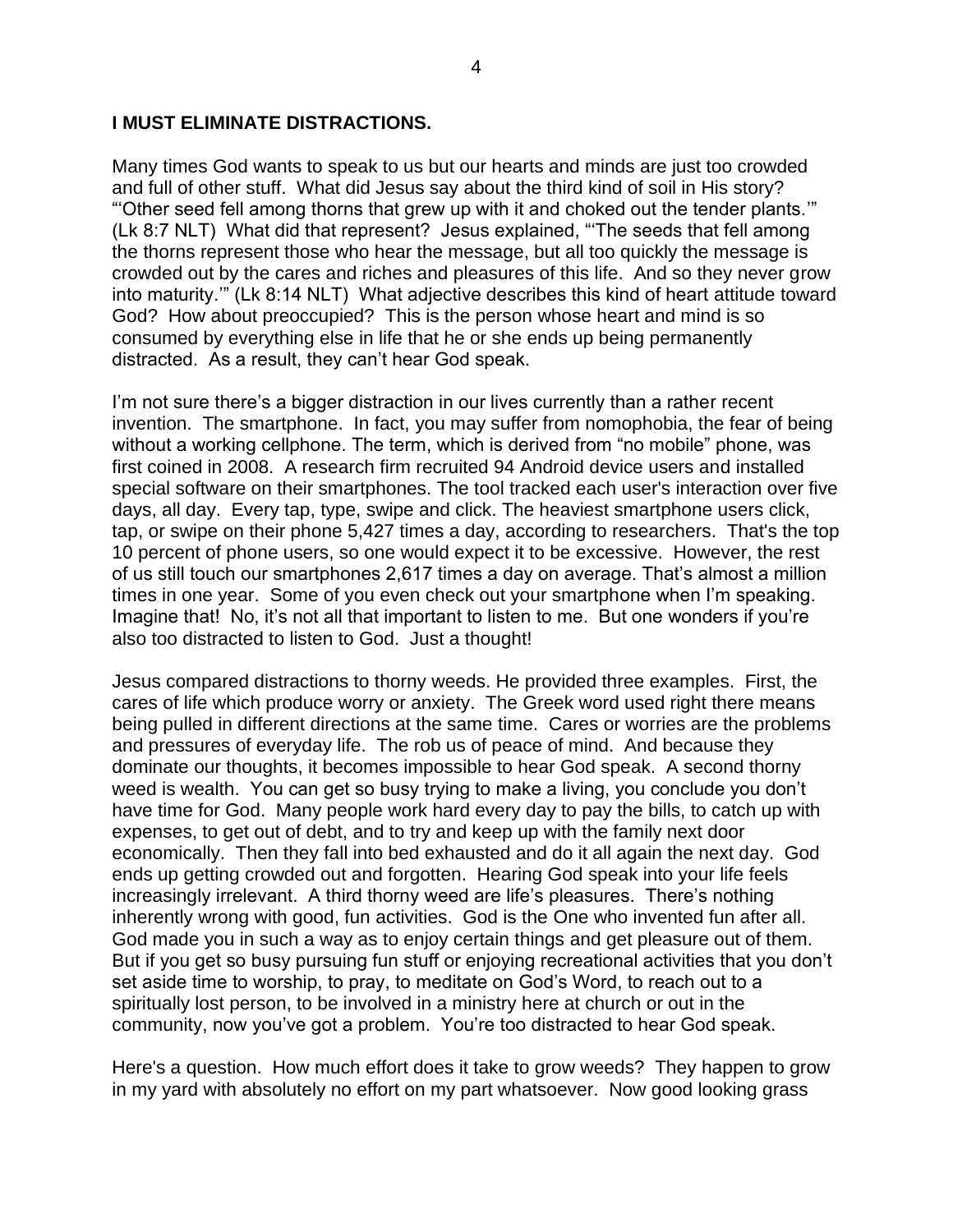**I MUST ELIMINATE DISTRACTIONS.**

Many times God wants to speak to us but our hearts and minds are just too crowded and full of other stuff. What did Jesus say about the third kind of soil in His story? "'Other seed fell among thorns that grew up with it and choked out the tender plants.'" (Lk 8:7 NLT) What did that represent? Jesus explained, "'The seeds that fell among the thorns represent those who hear the message, but all too quickly the message is crowded out by the cares and riches and pleasures of this life. And so they never grow into maturity.'" (Lk 8:14 NLT) What adjective describes this kind of heart attitude toward God? How about preoccupied? This is the person whose heart and mind is so consumed by everything else in life that he or she ends up being permanently distracted. As a result, they can't hear God speak.

I'm not sure there's a bigger distraction in our lives currently than a rather recent invention. The smartphone. In fact, you may suffer from nomophobia, the fear of being without a working cellphone. The term, which is derived from "no mobile" phone, was first coined in 2008. A research firm recruited 94 Android device users and installed special software on their smartphones. The tool tracked each user's interaction over five days, all day. Every tap, type, swipe and click. The heaviest smartphone users click, tap, or swipe on their phone 5,427 times a day, according to researchers. That's the top 10 percent of phone users, so one would expect it to be excessive. However, the rest of us still touch our smartphones 2,617 times a day on average. That's almost a million times in one year. Some of you even check out your smartphone when I'm speaking. Imagine that! No, it's not all that important to listen to me. But one wonders if you're also too distracted to listen to God. Just a thought!

Jesus compared distractions to thorny weeds. He provided three examples. First, the cares of life which produce worry or anxiety. The Greek word used right there means being pulled in different directions at the same time. Cares or worries are the problems and pressures of everyday life. The rob us of peace of mind. And because they dominate our thoughts, it becomes impossible to hear God speak. A second thorny weed is wealth. You can get so busy trying to make a living, you conclude you don't have time for God. Many people work hard every day to pay the bills, to catch up with expenses, to get out of debt, and to try and keep up with the family next door economically. Then they fall into bed exhausted and do it all again the next day. God ends up getting crowded out and forgotten. Hearing God speak into your life feels increasingly irrelevant. A third thorny weed are life's pleasures. There's nothing inherently wrong with good, fun activities. God is the One who invented fun after all. God made you in such a way as to enjoy certain things and get pleasure out of them. But if you get so busy pursuing fun stuff or enjoying recreational activities that you don't set aside time to worship, to pray, to meditate on God's Word, to reach out to a spiritually lost person, to be involved in a ministry here at church or out in the community, now you've got a problem. You're too distracted to hear God speak.

Here's a question. How much effort does it take to grow weeds? They happen to grow in my yard with absolutely no effort on my part whatsoever. Now good looking grass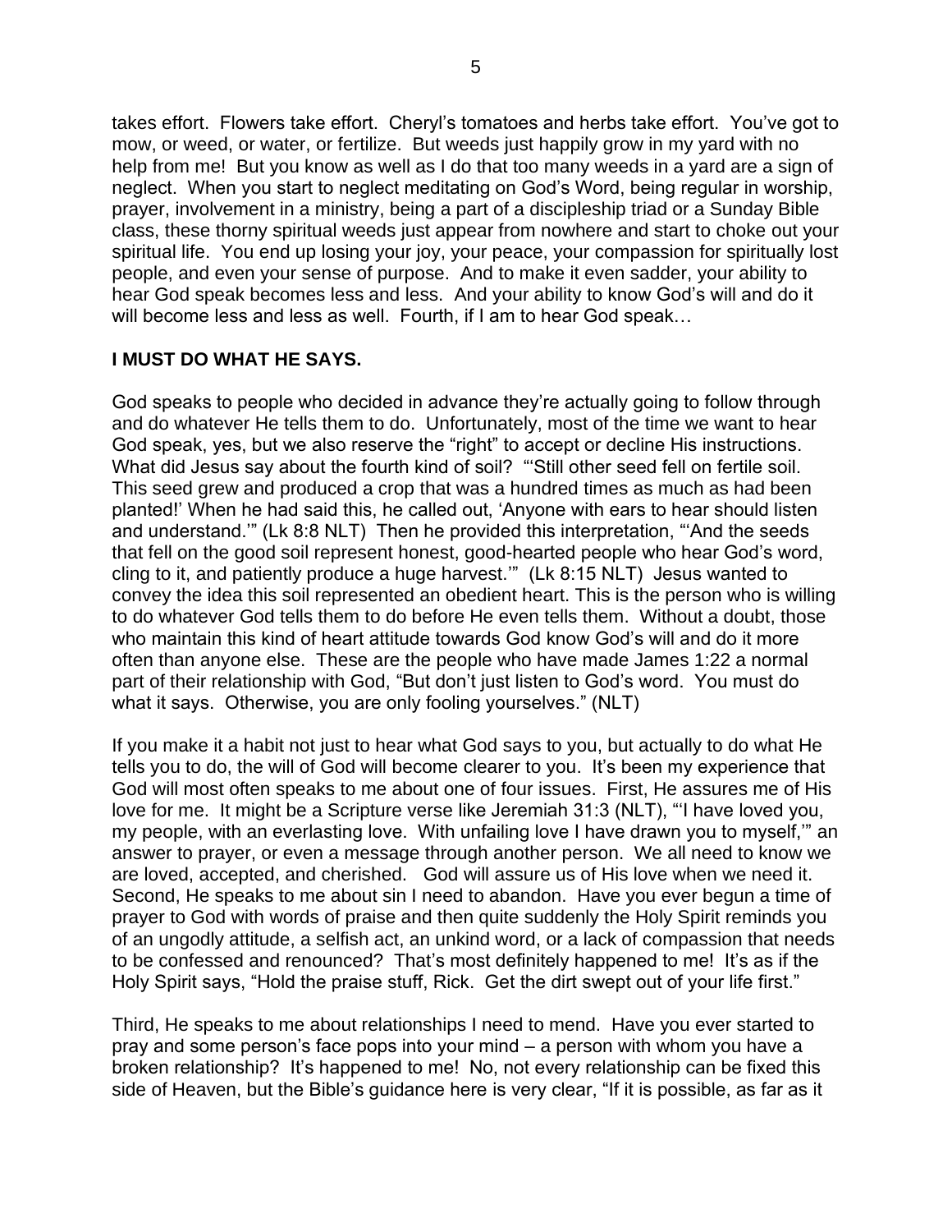takes effort. Flowers take effort. Cheryl's tomatoes and herbs take effort. You've got to mow, or weed, or water, or fertilize. But weeds just happily grow in my yard with no help from me! But you know as well as I do that too many weeds in a yard are a sign of neglect. When you start to neglect meditating on God's Word, being regular in worship, prayer, involvement in a ministry, being a part of a discipleship triad or a Sunday Bible class, these thorny spiritual weeds just appear from nowhere and start to choke out your spiritual life. You end up losing your joy, your peace, your compassion for spiritually lost people, and even your sense of purpose. And to make it even sadder, your ability to hear God speak becomes less and less. And your ability to know God's will and do it will become less and less as well. Fourth, if I am to hear God speak…

**I MUST DO WHAT HE SAYS.**

God speaks to people who decided in advance they're actually going to follow through and do whatever He tells them to do. Unfortunately, most of the time we want to hear God speak, yes, but we also reserve the "right" to accept or decline His instructions. What did Jesus say about the fourth kind of soil? "'Still other seed fell on fertile soil. This seed grew and produced a crop that was a hundred times as much as had been planted!' When he had said this, he called out, 'Anyone with ears to hear should listen and understand.'" (Lk 8:8 NLT) Then he provided this interpretation, "'And the seeds that fell on the good soil represent honest, good-hearted people who hear God's word, cling to it, and patiently produce a huge harvest.'" (Lk 8:15 NLT) Jesus wanted to convey the idea this soil represented an obedient heart. This is the person who is willing to do whatever God tells them to do before He even tells them. Without a doubt, those who maintain this kind of heart attitude towards God know God's will and do it more often than anyone else. These are the people who have made James 1:22 a normal part of their relationship with God, "But don't just listen to God's word. You must do what it says. Otherwise, you are only fooling yourselves." (NLT)

If you make it a habit not just to hear what God says to you, but actually to do what He tells you to do, the will of God will become clearer to you. It's been my experience that God will most often speaks to me about one of four issues. First, He assures me of His love for me. It might be a Scripture verse like Jeremiah 31:3 (NLT), "'I have loved you, my people, with an everlasting love. With unfailing love I have drawn you to myself,'" an answer to prayer, or even a message through another person. We all need to know we are loved, accepted, and cherished. God will assure us of His love when we need it. Second, He speaks to me about sin I need to abandon. Have you ever begun a time of prayer to God with words of praise and then quite suddenly the Holy Spirit reminds you of an ungodly attitude, a selfish act, an unkind word, or a lack of compassion that needs to be confessed and renounced? That's most definitely happened to me! It's as if the Holy Spirit says, "Hold the praise stuff, Rick. Get the dirt swept out of your life first."

Third, He speaks to me about relationships I need to mend. Have you ever started to pray and some person's face pops into your mind – a person with whom you have a broken relationship? It's happened to me! No, not every relationship can be fixed this side of Heaven, but the Bible's guidance here is very clear, "If it is possible, as far as it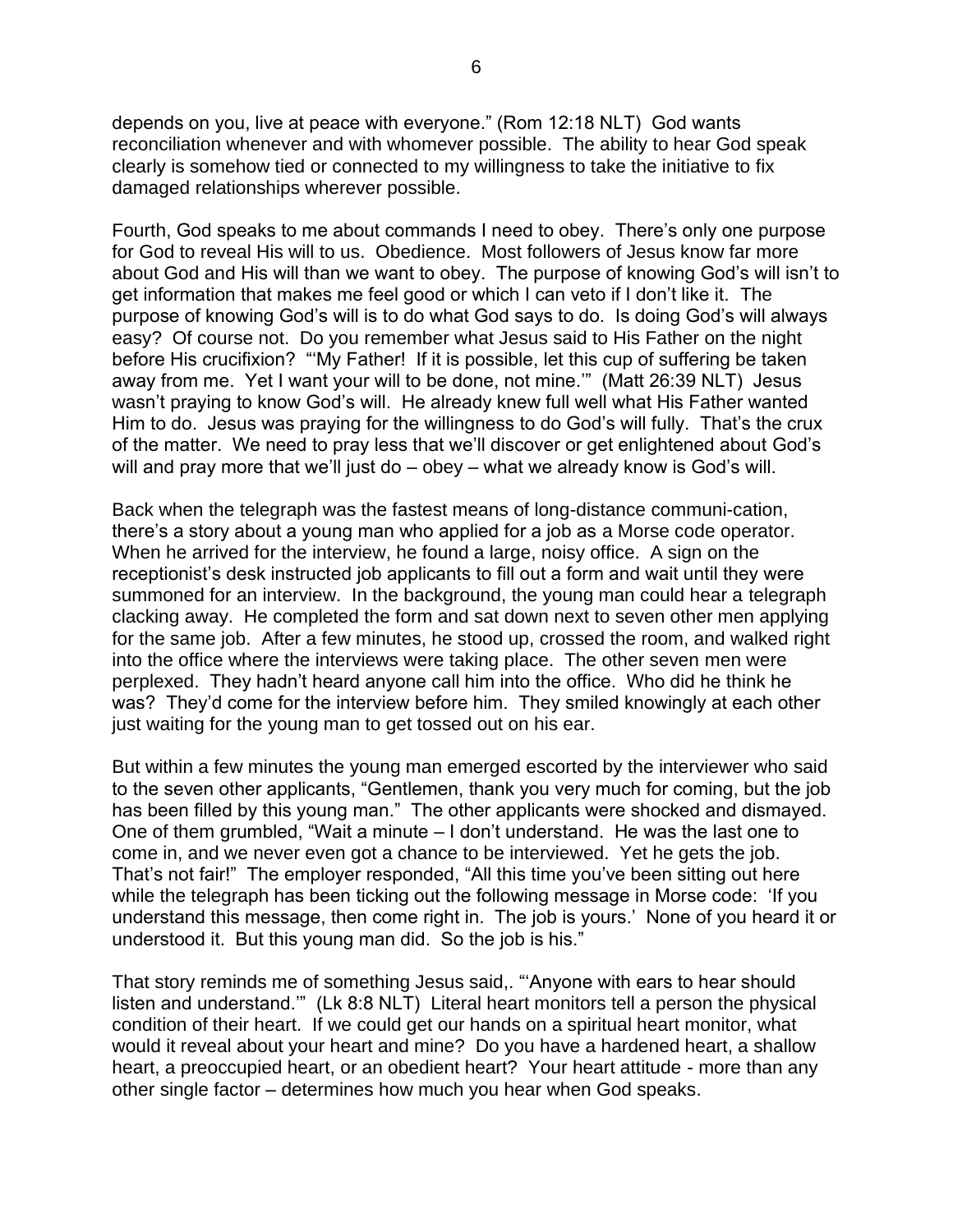depends on you, live at peace with everyone." (Rom 12:18 NLT) God wants reconciliation whenever and with whomever possible. The ability to hear God speak clearly is somehow tied or connected to my willingness to take the initiative to fix damaged relationships wherever possible.

Fourth, God speaks to me about commands I need to obey. There's only one purpose for God to reveal His will to us. Obedience. Most followers of Jesus know far more about God and His will than we want to obey. The purpose of knowing God's will isn't to get information that makes me feel good or which I can veto if I don't like it. The purpose of knowing God's will is to do what God says to do. Is doing God's will always easy? Of course not. Do you remember what Jesus said to His Father on the night before His crucifixion? "'My Father! If it is possible, let this cup of suffering be taken away from me. Yet I want your will to be done, not mine.'" (Matt 26:39 NLT) Jesus wasn't praying to know God's will. He already knew full well what His Father wanted Him to do. Jesus was praying for the willingness to do God's will fully. That's the crux of the matter. We need to pray less that we'll discover or get enlightened about God's will and pray more that we'll just do – obey – what we already know is God's will.

Back when the telegraph was the fastest means of long-distance communi-cation, there's a story about a young man who applied for a job as a Morse code operator. When he arrived for the interview, he found a large, noisy office. A sign on the receptionist's desk instructed job applicants to fill out a form and wait until they were summoned for an interview. In the background, the young man could hear a telegraph clacking away. He completed the form and sat down next to seven other men applying for the same job. After a few minutes, he stood up, crossed the room, and walked right into the office where the interviews were taking place. The other seven men were perplexed. They hadn't heard anyone call him into the office. Who did he think he was? They'd come for the interview before him. They smiled knowingly at each other just waiting for the young man to get tossed out on his ear.

But within a few minutes the young man emerged escorted by the interviewer who said to the seven other applicants, "Gentlemen, thank you very much for coming, but the job has been filled by this young man." The other applicants were shocked and dismayed. One of them grumbled, "Wait a minute – I don't understand. He was the last one to come in, and we never even got a chance to be interviewed. Yet he gets the job. That's not fair!" The employer responded, "All this time you've been sitting out here while the telegraph has been ticking out the following message in Morse code: 'If you understand this message, then come right in. The job is yours.' None of you heard it or understood it. But this young man did. So the job is his."

That story reminds me of something Jesus said,. "'Anyone with ears to hear should listen and understand.'" (Lk 8:8 NLT) Literal heart monitors tell a person the physical condition of their heart. If we could get our hands on a spiritual heart monitor, what would it reveal about your heart and mine? Do you have a hardened heart, a shallow heart, a preoccupied heart, or an obedient heart? Your heart attitude - more than any other single factor – determines how much you hear when God speaks.